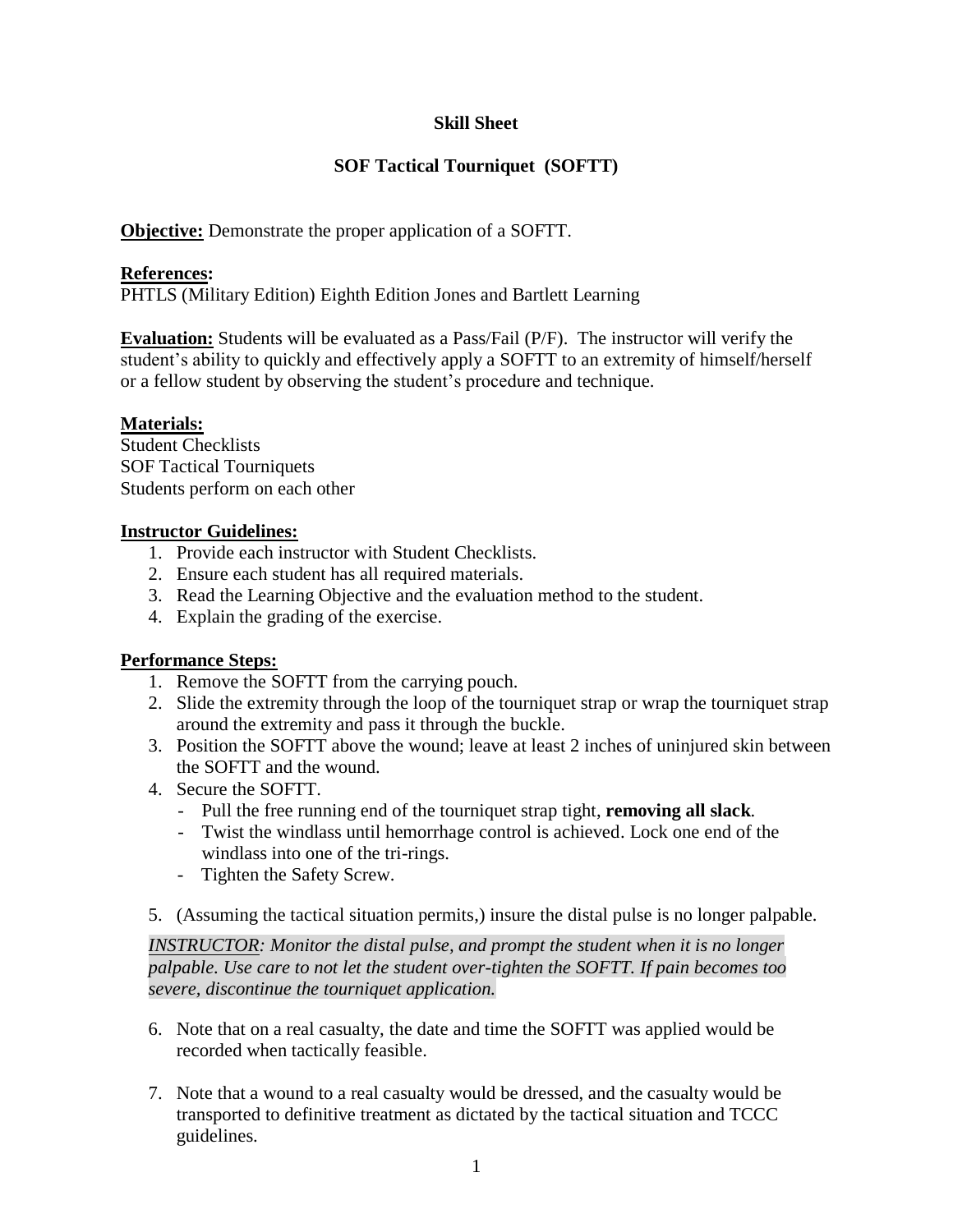**Skill Sheet**

**SOF Tactical Tourniquet (SOFTT)**

**Objective:** Demonstrate the proper application of a SOFTT.

**References:**
PHTLS (Military Edition) Eighth Edition Jones and Bartlett Learning

**Evaluation:** Students will be evaluated as a Pass/Fail (P/F). The instructor will verify the student's ability to quickly and effectively apply a SOFTT to an extremity of himself/herself or a fellow student by observing the student's procedure and technique.

**Materials:**
Student Checklists
SOF Tactical Tourniquets
Students perform on each other

**Instructor Guidelines:**

1. Provide each instructor with Student Checklists.
2. Ensure each student has all required materials.
3. Read the Learning Objective and the evaluation method to the student.
4. Explain the grading of the exercise.

**Performance Steps:**

1. Remove the SOFTT from the carrying pouch.
2. Slide the extremity through the loop of the tourniquet strap or wrap the tourniquet strap around the extremity and pass it through the buckle.
3. Position the SOFTT above the wound; leave at least 2 inches of uninjured skin between the SOFTT and the wound.
4. Secure the SOFTT.
   - Pull the free running end of the tourniquet strap tight, **removing all slack**.
   - Twist the windlass until hemorrhage control is achieved. Lock one end of the windlass into one of the tri-rings.
   - Tighten the Safety Screw.
5. (Assuming the tactical situation permits,) insure the distal pulse is no longer palpable.

*<u>INSTRUCTOR</u>: Monitor the distal pulse, and prompt the student when it is no longer palpable. Use care to not let the student over-tighten the SOFTT. If pain becomes too severe, discontinue the tourniquet application.*

6. Note that on a real casualty, the date and time the SOFTT was applied would be recorded when tactically feasible.

7. Note that a wound to a real casualty would be dressed, and the casualty would be transported to definitive treatment as dictated by the tactical situation and TCCC guidelines.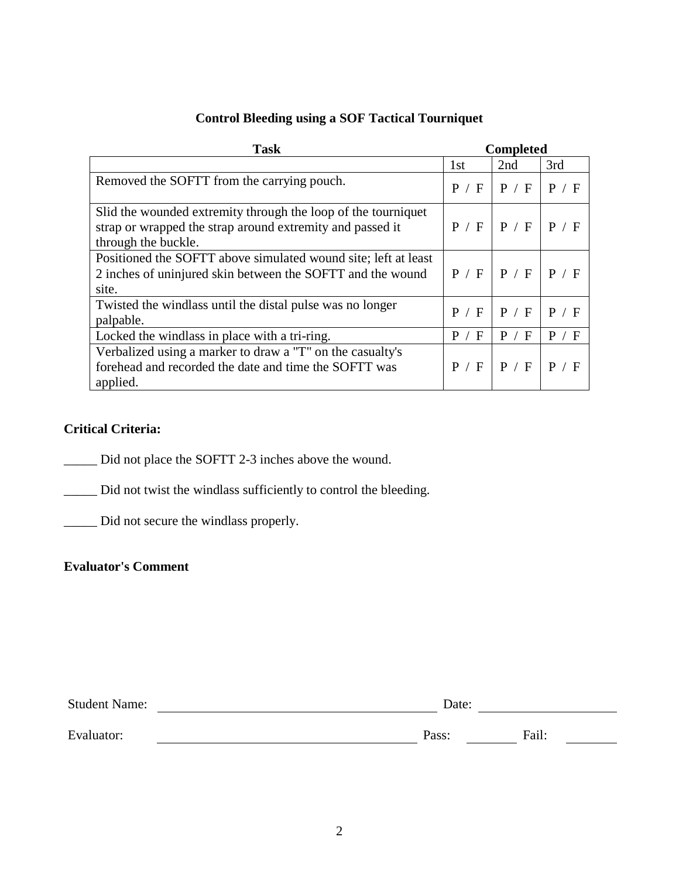## Control Bleeding using a SOF Tactical Tourniquet

| Task | Completed | | |
|---|---|---|---|
| | 1st | 2nd | 3rd |
| Removed the SOFTT from the carrying pouch. | P / F | P / F | P / F |
| Slid the wounded extremity through the loop of the tourniquet strap or wrapped the strap around extremity and passed it through the buckle. | P / F | P / F | P / F |
| Positioned the SOFTT above simulated wound site; left at least 2 inches of uninjured skin between the SOFTT and the wound site. | P / F | P / F | P / F |
| Twisted the windlass until the distal pulse was no longer palpable. | P / F | P / F | P / F |
| Locked the windlass in place with a tri-ring. | P / F | P / F | P / F |
| Verbalized using a marker to draw a "T" on the casualty's forehead and recorded the date and time the SOFTT was applied. | P / F | P / F | P / F |

**Critical Criteria:**

_____ Did not place the SOFTT 2-3 inches above the wound.

_____ Did not twist the windlass sufficiently to control the bleeding.

_____ Did not secure the windlass properly.

**Evaluator's Comment**

Student Name: ______________________________ Date: ________________

Evaluator: ______________________________ Pass: ________ Fail: ________